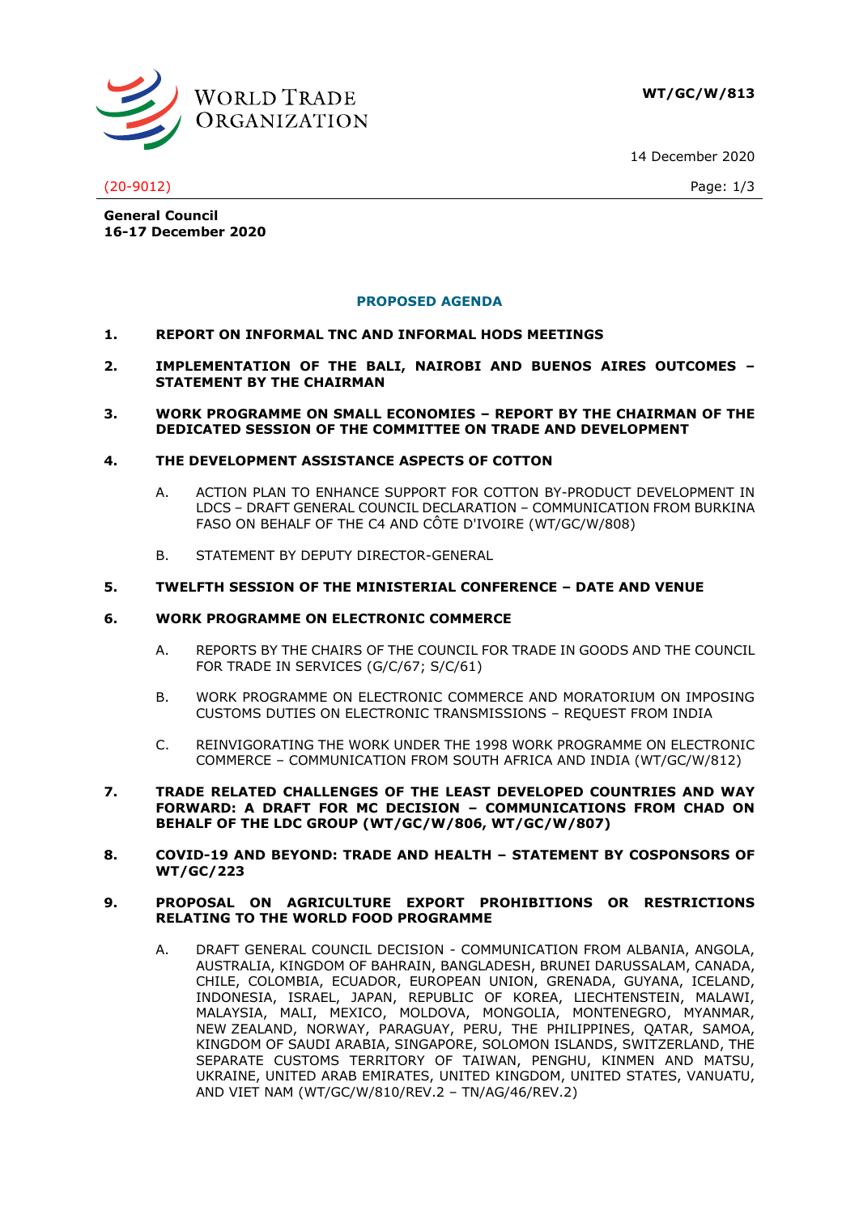WORLD TRADE ORGANIZATION

**WT/GC/W/813**

14 December 2020

(20-9012)

**General Council**
**16-17 December 2020**

## PROPOSED AGENDA

**1. REPORT ON INFORMAL TNC AND INFORMAL HODS MEETINGS**

**2. IMPLEMENTATION OF THE BALI, NAIROBI AND BUENOS AIRES OUTCOMES – STATEMENT BY THE CHAIRMAN**

**3. WORK PROGRAMME ON SMALL ECONOMIES – REPORT BY THE CHAIRMAN OF THE DEDICATED SESSION OF THE COMMITTEE ON TRADE AND DEVELOPMENT**

**4. THE DEVELOPMENT ASSISTANCE ASPECTS OF COTTON**

A. ACTION PLAN TO ENHANCE SUPPORT FOR COTTON BY-PRODUCT DEVELOPMENT IN LDCS – DRAFT GENERAL COUNCIL DECLARATION – COMMUNICATION FROM BURKINA FASO ON BEHALF OF THE C4 AND CÔTE D'IVOIRE (WT/GC/W/808)

B. STATEMENT BY DEPUTY DIRECTOR-GENERAL

**5. TWELFTH SESSION OF THE MINISTERIAL CONFERENCE – DATE AND VENUE**

**6. WORK PROGRAMME ON ELECTRONIC COMMERCE**

A. REPORTS BY THE CHAIRS OF THE COUNCIL FOR TRADE IN GOODS AND THE COUNCIL FOR TRADE IN SERVICES (G/C/67; S/C/61)

B. WORK PROGRAMME ON ELECTRONIC COMMERCE AND MORATORIUM ON IMPOSING CUSTOMS DUTIES ON ELECTRONIC TRANSMISSIONS – REQUEST FROM INDIA

C. REINVIGORATING THE WORK UNDER THE 1998 WORK PROGRAMME ON ELECTRONIC COMMERCE – COMMUNICATION FROM SOUTH AFRICA AND INDIA (WT/GC/W/812)

**7. TRADE RELATED CHALLENGES OF THE LEAST DEVELOPED COUNTRIES AND WAY FORWARD: A DRAFT FOR MC DECISION – COMMUNICATIONS FROM CHAD ON BEHALF OF THE LDC GROUP (WT/GC/W/806, WT/GC/W/807)**

**8. COVID-19 AND BEYOND: TRADE AND HEALTH – STATEMENT BY COSPONSORS OF WT/GC/223**

**9. PROPOSAL ON AGRICULTURE EXPORT PROHIBITIONS OR RESTRICTIONS RELATING TO THE WORLD FOOD PROGRAMME**

A. DRAFT GENERAL COUNCIL DECISION - COMMUNICATION FROM ALBANIA, ANGOLA, AUSTRALIA, KINGDOM OF BAHRAIN, BANGLADESH, BRUNEI DARUSSALAM, CANADA, CHILE, COLOMBIA, ECUADOR, EUROPEAN UNION, GRENADA, GUYANA, ICELAND, INDONESIA, ISRAEL, JAPAN, REPUBLIC OF KOREA, LIECHTENSTEIN, MALAWI, MALAYSIA, MALI, MEXICO, MOLDOVA, MONGOLIA, MONTENEGRO, MYANMAR, NEW ZEALAND, NORWAY, PARAGUAY, PERU, THE PHILIPPINES, QATAR, SAMOA, KINGDOM OF SAUDI ARABIA, SINGAPORE, SOLOMON ISLANDS, SWITZERLAND, THE SEPARATE CUSTOMS TERRITORY OF TAIWAN, PENGHU, KINMEN AND MATSU, UKRAINE, UNITED ARAB EMIRATES, UNITED KINGDOM, UNITED STATES, VANUATU, AND VIET NAM (WT/GC/W/810/REV.2 – TN/AG/46/REV.2)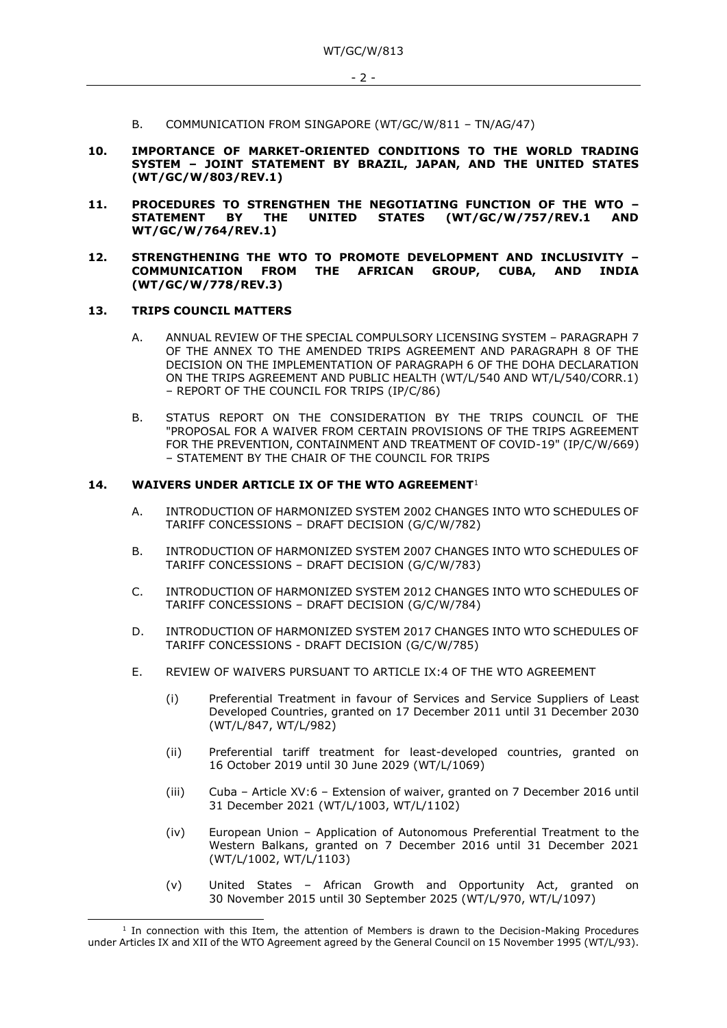B. COMMUNICATION FROM SINGAPORE (WT/GC/W/811 – TN/AG/47)

**10. IMPORTANCE OF MARKET-ORIENTED CONDITIONS TO THE WORLD TRADING SYSTEM – JOINT STATEMENT BY BRAZIL, JAPAN, AND THE UNITED STATES (WT/GC/W/803/REV.1)**

**11. PROCEDURES TO STRENGTHEN THE NEGOTIATING FUNCTION OF THE WTO – STATEMENT BY THE UNITED STATES (WT/GC/W/757/REV.1 AND WT/GC/W/764/REV.1)**

**12. STRENGTHENING THE WTO TO PROMOTE DEVELOPMENT AND INCLUSIVITY – COMMUNICATION FROM THE AFRICAN GROUP, CUBA, AND INDIA (WT/GC/W/778/REV.3)**

**13. TRIPS COUNCIL MATTERS**

A. ANNUAL REVIEW OF THE SPECIAL COMPULSORY LICENSING SYSTEM – PARAGRAPH 7 OF THE ANNEX TO THE AMENDED TRIPS AGREEMENT AND PARAGRAPH 8 OF THE DECISION ON THE IMPLEMENTATION OF PARAGRAPH 6 OF THE DOHA DECLARATION ON THE TRIPS AGREEMENT AND PUBLIC HEALTH (WT/L/540 AND WT/L/540/CORR.1) – REPORT OF THE COUNCIL FOR TRIPS (IP/C/86)

B. STATUS REPORT ON THE CONSIDERATION BY THE TRIPS COUNCIL OF THE "PROPOSAL FOR A WAIVER FROM CERTAIN PROVISIONS OF THE TRIPS AGREEMENT FOR THE PREVENTION, CONTAINMENT AND TREATMENT OF COVID-19" (IP/C/W/669) – STATEMENT BY THE CHAIR OF THE COUNCIL FOR TRIPS

**14. WAIVERS UNDER ARTICLE IX OF THE WTO AGREEMENT**[1]

A. INTRODUCTION OF HARMONIZED SYSTEM 2002 CHANGES INTO WTO SCHEDULES OF TARIFF CONCESSIONS – DRAFT DECISION (G/C/W/782)

B. INTRODUCTION OF HARMONIZED SYSTEM 2007 CHANGES INTO WTO SCHEDULES OF TARIFF CONCESSIONS – DRAFT DECISION (G/C/W/783)

C. INTRODUCTION OF HARMONIZED SYSTEM 2012 CHANGES INTO WTO SCHEDULES OF TARIFF CONCESSIONS – DRAFT DECISION (G/C/W/784)

D. INTRODUCTION OF HARMONIZED SYSTEM 2017 CHANGES INTO WTO SCHEDULES OF TARIFF CONCESSIONS - DRAFT DECISION (G/C/W/785)

E. REVIEW OF WAIVERS PURSUANT TO ARTICLE IX:4 OF THE WTO AGREEMENT

(i) Preferential Treatment in favour of Services and Service Suppliers of Least Developed Countries, granted on 17 December 2011 until 31 December 2030 (WT/L/847, WT/L/982)

(ii) Preferential tariff treatment for least-developed countries, granted on 16 October 2019 until 30 June 2029 (WT/L/1069)

(iii) Cuba – Article XV:6 – Extension of waiver, granted on 7 December 2016 until 31 December 2021 (WT/L/1003, WT/L/1102)

(iv) European Union – Application of Autonomous Preferential Treatment to the Western Balkans, granted on 7 December 2016 until 31 December 2021 (WT/L/1002, WT/L/1103)

(v) United States – African Growth and Opportunity Act, granted on 30 November 2015 until 30 September 2025 (WT/L/970, WT/L/1097)

[1] In connection with this Item, the attention of Members is drawn to the Decision-Making Procedures under Articles IX and XII of the WTO Agreement agreed by the General Council on 15 November 1995 (WT/L/93).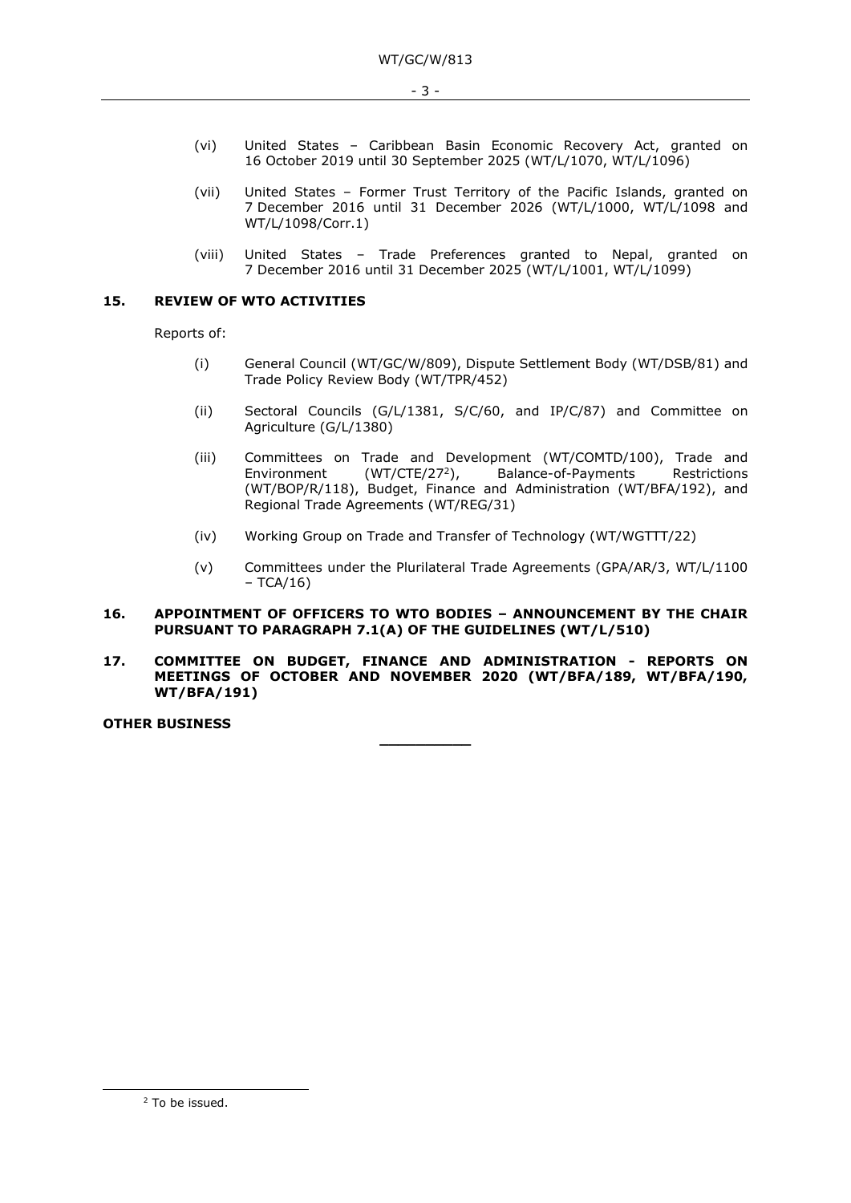(vi) United States – Caribbean Basin Economic Recovery Act, granted on 16 October 2019 until 30 September 2025 (WT/L/1070, WT/L/1096)

(vii) United States – Former Trust Territory of the Pacific Islands, granted on 7 December 2016 until 31 December 2026 (WT/L/1000, WT/L/1098 and WT/L/1098/Corr.1)

(viii) United States – Trade Preferences granted to Nepal, granted on 7 December 2016 until 31 December 2025 (WT/L/1001, WT/L/1099)

**15. REVIEW OF WTO ACTIVITIES**

Reports of:

(i) General Council (WT/GC/W/809), Dispute Settlement Body (WT/DSB/81) and Trade Policy Review Body (WT/TPR/452)

(ii) Sectoral Councils (G/L/1381, S/C/60, and IP/C/87) and Committee on Agriculture (G/L/1380)

(iii) Committees on Trade and Development (WT/COMTD/100), Trade and Environment (WT/CTE/27[2]), Balance-of-Payments Restrictions (WT/BOP/R/118), Budget, Finance and Administration (WT/BFA/192), and Regional Trade Agreements (WT/REG/31)

(iv) Working Group on Trade and Transfer of Technology (WT/WGTTT/22)

(v) Committees under the Plurilateral Trade Agreements (GPA/AR/3, WT/L/1100 – TCA/16)

**16. APPOINTMENT OF OFFICERS TO WTO BODIES – ANNOUNCEMENT BY THE CHAIR PURSUANT TO PARAGRAPH 7.1(A) OF THE GUIDELINES (WT/L/510)**

**17. COMMITTEE ON BUDGET, FINANCE AND ADMINISTRATION - REPORTS ON MEETINGS OF OCTOBER AND NOVEMBER 2020 (WT/BFA/189, WT/BFA/190, WT/BFA/191)**

**OTHER BUSINESS**

---

[2] To be issued.